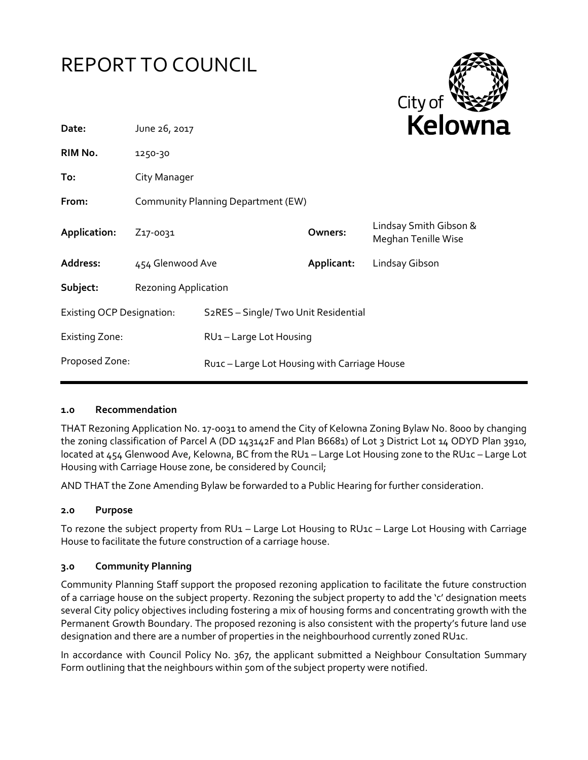# REPORT TO COUNCIL

City of Kelowna

| | | | |
|---|---|---|---|
| **Date:** | June 26, 2017 | | |
| **RIM No.** | 1250-30 | | |
| **To:** | City Manager | | |
| **From:** | Community Planning Department (EW) | | |
| **Application:** | Z17-0031 | **Owners:** | Lindsay Smith Gibson & Meghan Tenille Wise |
| **Address:** | 454 Glenwood Ave | **Applicant:** | Lindsay Gibson |
| **Subject:** | Rezoning Application | | |
| Existing OCP Designation: | S2RES – Single/ Two Unit Residential | | |
| Existing Zone: | RU1 – Large Lot Housing | | |
| Proposed Zone: | Ru1c – Large Lot Housing with Carriage House | | |

## 1.0 Recommendation

THAT Rezoning Application No. 17-0031 to amend the City of Kelowna Zoning Bylaw No. 8000 by changing the zoning classification of Parcel A (DD 143142F and Plan B6681) of Lot 3 District Lot 14 ODYD Plan 3910, located at 454 Glenwood Ave, Kelowna, BC from the RU1 – Large Lot Housing zone to the RU1c – Large Lot Housing with Carriage House zone, be considered by Council;

AND THAT the Zone Amending Bylaw be forwarded to a Public Hearing for further consideration.

## 2.0 Purpose

To rezone the subject property from RU1 – Large Lot Housing to RU1c – Large Lot Housing with Carriage House to facilitate the future construction of a carriage house.

## 3.0 Community Planning

Community Planning Staff support the proposed rezoning application to facilitate the future construction of a carriage house on the subject property. Rezoning the subject property to add the 'c' designation meets several City policy objectives including fostering a mix of housing forms and concentrating growth with the Permanent Growth Boundary. The proposed rezoning is also consistent with the property's future land use designation and there are a number of properties in the neighbourhood currently zoned RU1c.

In accordance with Council Policy No. 367, the applicant submitted a Neighbour Consultation Summary Form outlining that the neighbours within 50m of the subject property were notified.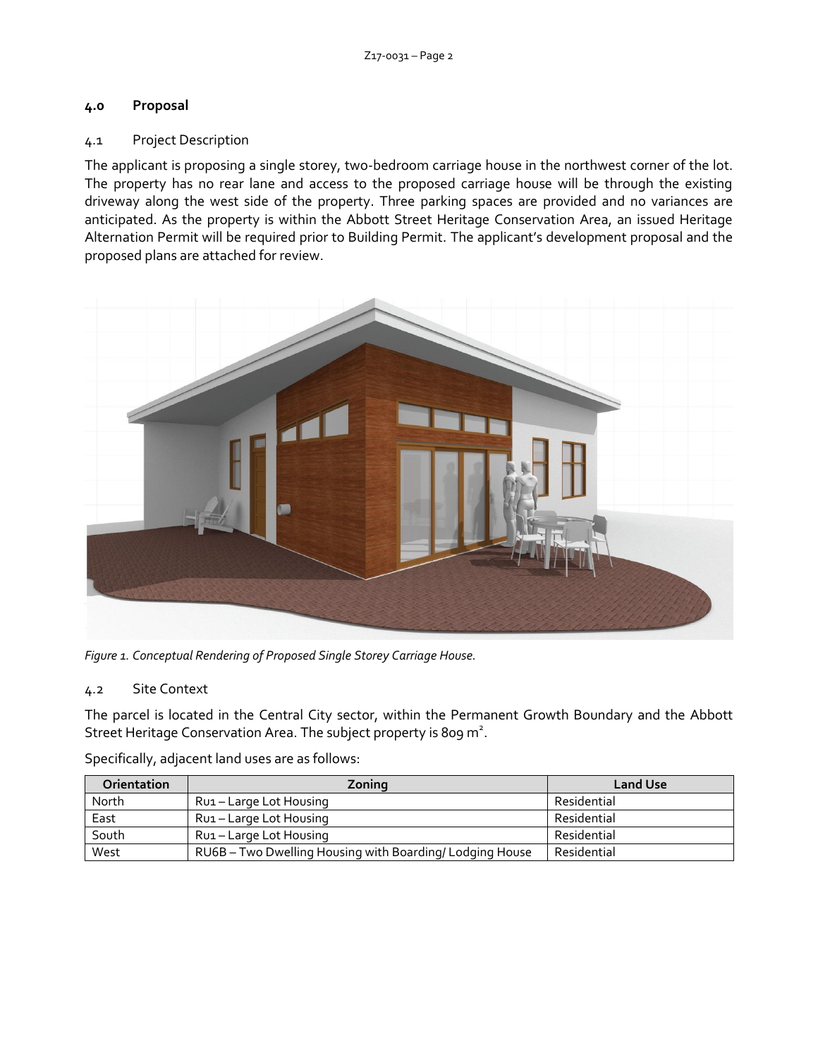## 4.0 Proposal

### 4.1 Project Description

The applicant is proposing a single storey, two-bedroom carriage house in the northwest corner of the lot. The property has no rear lane and access to the proposed carriage house will be through the existing driveway along the west side of the property. Three parking spaces are provided and no variances are anticipated. As the property is within the Abbott Street Heritage Conservation Area, an issued Heritage Alternation Permit will be required prior to Building Permit. The applicant's development proposal and the proposed plans are attached for review.

*Figure 1. Conceptual Rendering of Proposed Single Storey Carriage House.*

### 4.2 Site Context

The parcel is located in the Central City sector, within the Permanent Growth Boundary and the Abbott Street Heritage Conservation Area. The subject property is 809 $m^2$.

Specifically, adjacent land uses are as follows:

| Orientation | Zoning | Land Use |
|---|---|---|
| North | RU1 – Large Lot Housing | Residential |
| East | RU1 – Large Lot Housing | Residential |
| South | RU1 – Large Lot Housing | Residential |
| West | RU6B – Two Dwelling Housing with Boarding/ Lodging House | Residential |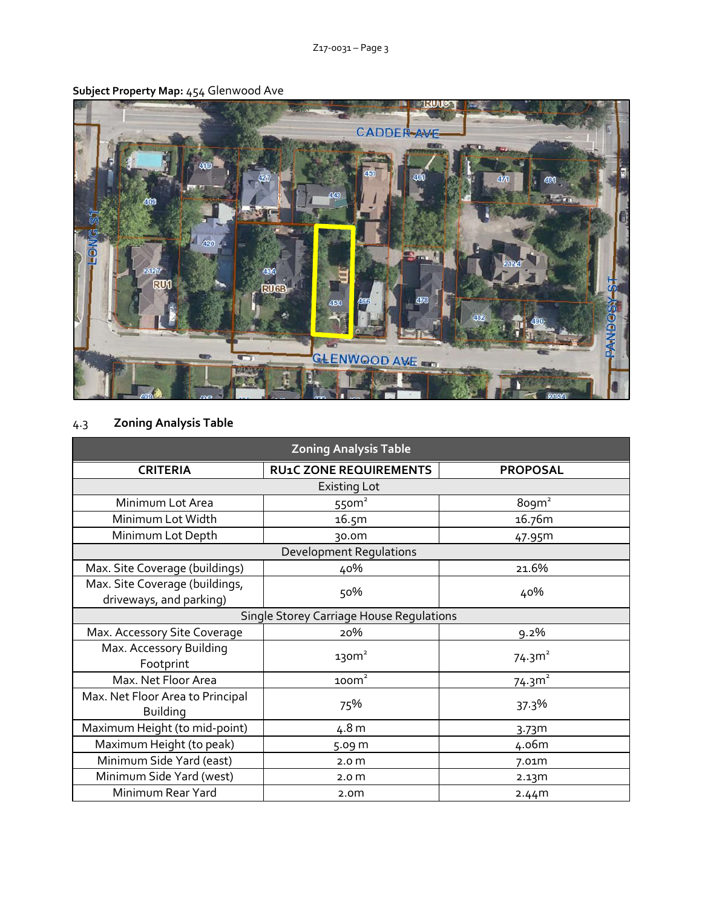**Subject Property Map:** 454 Glenwood Ave

### 4.3 Zoning Analysis Table

| Zoning Analysis Table | | |
|---|---|---|
| **CRITERIA** | **RU1C ZONE REQUIREMENTS** | **PROPOSAL** |
| Existing Lot | | |
| Minimum Lot Area | $550m^2$ | $809m^2$ |
| Minimum Lot Width | 16.5m | 16.76m |
| Minimum Lot Depth | 30.0m | 47.95m |
| Development Regulations | | |
| Max. Site Coverage (buildings) | 40% | 21.6% |
| Max. Site Coverage (buildings, driveways, and parking) | 50% | 40% |
| Single Storey Carriage House Regulations | | |
| Max. Accessory Site Coverage | 20% | 9.2% |
| Max. Accessory Building Footprint | $130m^2$ | $74.3m^2$ |
| Max. Net Floor Area | $100m^2$ | $74.3m^2$ |
| Max. Net Floor Area to Principal Building | 75% | 37.3% |
| Maximum Height (to mid-point) | 4.8 m | 3.73m |
| Maximum Height (to peak) | 5.09 m | 4.06m |
| Minimum Side Yard (east) | 2.0 m | 7.01m |
| Minimum Side Yard (west) | 2.0 m | 2.13m |
| Minimum Rear Yard | 2.0m | 2.44m |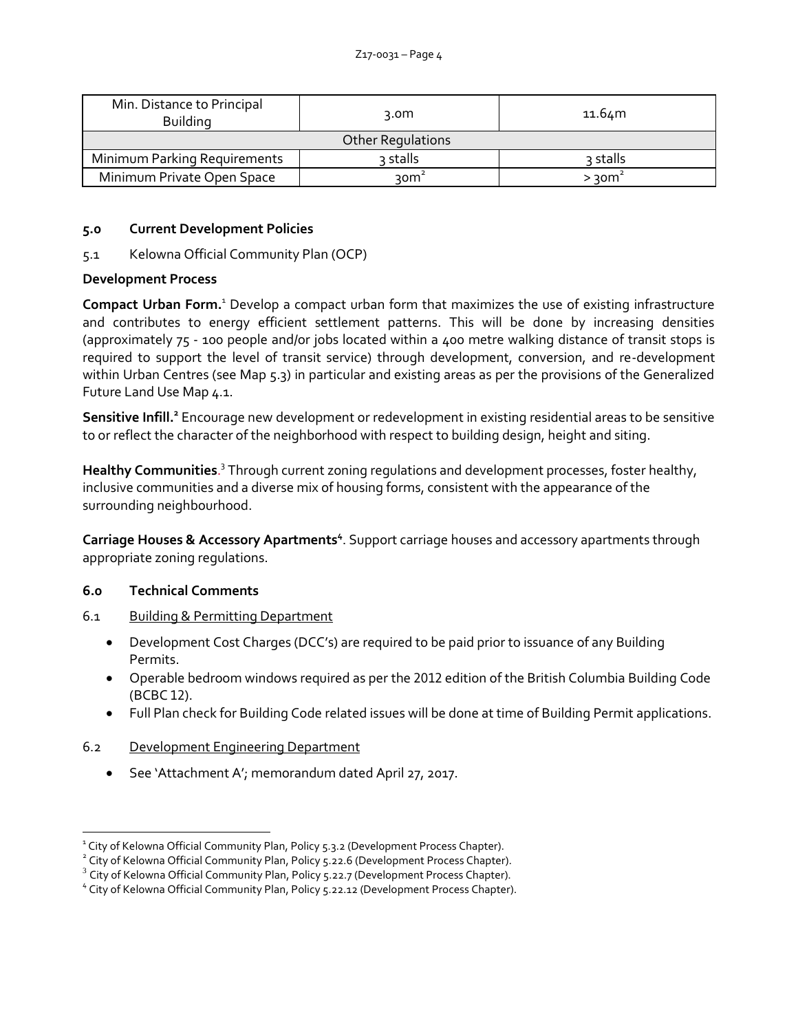| Min. Distance to Principal Building | 3.0m | 11.64m |
| --- | --- | --- |
| Other Regulations | | |
| Minimum Parking Requirements | 3 stalls | 3 stalls |
| Minimum Private Open Space | $30m^2$ | $> 30m^2$ |

## 5.0 Current Development Policies

5.1 Kelowna Official Community Plan (OCP)

### Development Process

**Compact Urban Form.**[1] Develop a compact urban form that maximizes the use of existing infrastructure and contributes to energy efficient settlement patterns. This will be done by increasing densities (approximately 75 - 100 people and/or jobs located within a 400 metre walking distance of transit stops is required to support the level of transit service) through development, conversion, and re-development within Urban Centres (see Map 5.3) in particular and existing areas as per the provisions of the Generalized Future Land Use Map 4.1.

**Sensitive Infill.**[2] Encourage new development or redevelopment in existing residential areas to be sensitive to or reflect the character of the neighborhood with respect to building design, height and siting.

**Healthy Communities**.[3] Through current zoning regulations and development processes, foster healthy, inclusive communities and a diverse mix of housing forms, consistent with the appearance of the surrounding neighbourhood.

**Carriage Houses & Accessory Apartments**[4]. Support carriage houses and accessory apartments through appropriate zoning regulations.

## 6.0 Technical Comments

6.1 Building & Permitting Department

- Development Cost Charges (DCC's) are required to be paid prior to issuance of any Building Permits.
- Operable bedroom windows required as per the 2012 edition of the British Columbia Building Code (BCBC 12).
- Full Plan check for Building Code related issues will be done at time of Building Permit applications.

6.2 Development Engineering Department

- See 'Attachment A'; memorandum dated April 27, 2017.

---

[1] City of Kelowna Official Community Plan, Policy 5.3.2 (Development Process Chapter).
[2] City of Kelowna Official Community Plan, Policy 5.22.6 (Development Process Chapter).
[3] City of Kelowna Official Community Plan, Policy 5.22.7 (Development Process Chapter).
[4] City of Kelowna Official Community Plan, Policy 5.22.12 (Development Process Chapter).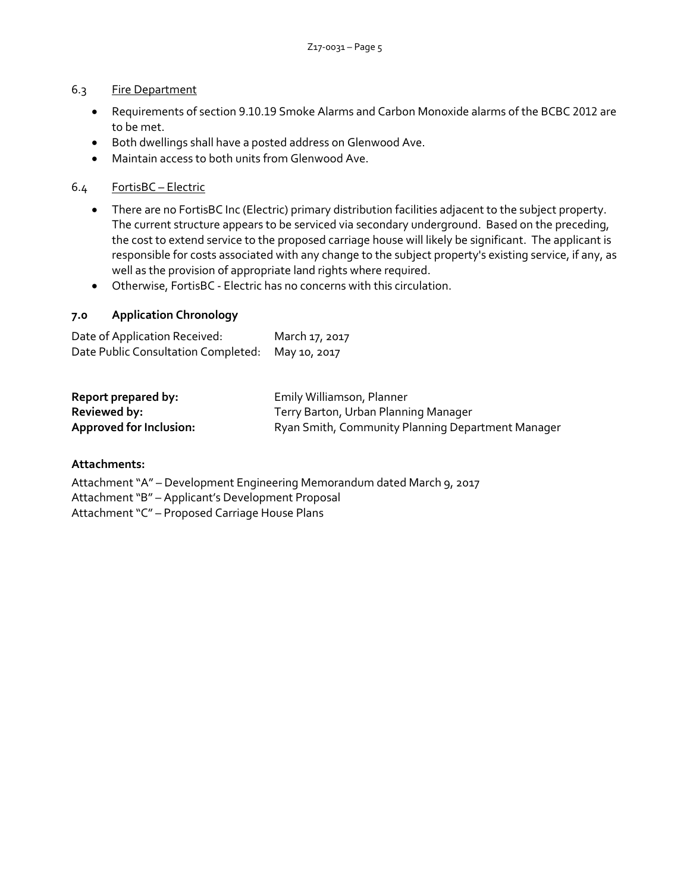### 6.3 Fire Department

- Requirements of section 9.10.19 Smoke Alarms and Carbon Monoxide alarms of the BCBC 2012 are to be met.
- Both dwellings shall have a posted address on Glenwood Ave.
- Maintain access to both units from Glenwood Ave.

### 6.4 FortisBC – Electric

- There are no FortisBC Inc (Electric) primary distribution facilities adjacent to the subject property. The current structure appears to be serviced via secondary underground. Based on the preceding, the cost to extend service to the proposed carriage house will likely be significant. The applicant is responsible for costs associated with any change to the subject property's existing service, if any, as well as the provision of appropriate land rights where required.
- Otherwise, FortisBC - Electric has no concerns with this circulation.

## 7.0 Application Chronology

| | |
|---|---|
| Date of Application Received: | March 17, 2017 |
| Date Public Consultation Completed: | May 10, 2017 |

| | |
|---|---|
| **Report prepared by:** | Emily Williamson, Planner |
| **Reviewed by:** | Terry Barton, Urban Planning Manager |
| **Approved for Inclusion:** | Ryan Smith, Community Planning Department Manager |

**Attachments:**

Attachment "A" – Development Engineering Memorandum dated March 9, 2017
Attachment "B" – Applicant's Development Proposal
Attachment "C" – Proposed Carriage House Plans